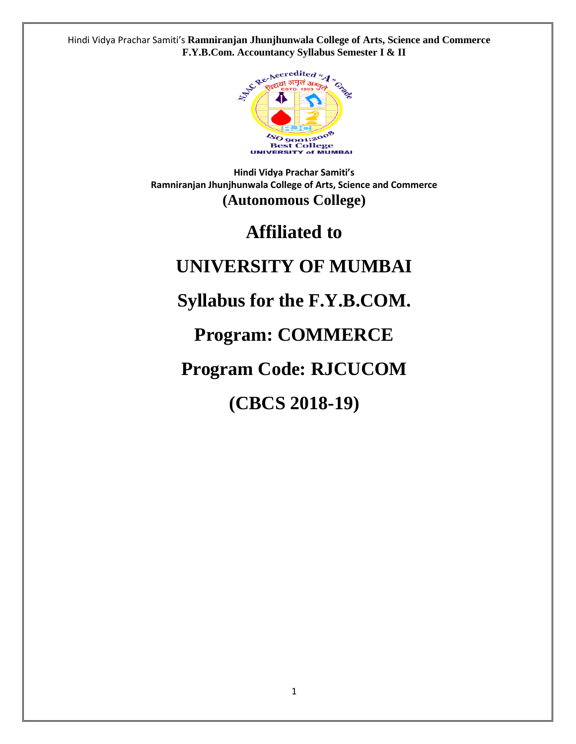**Hindi Vidya Prachar Samiti's**
**Ramniranjan Jhunjhunwala College of Arts, Science and Commerce**
**(Autonomous College)**

# Affiliated to

# UNIVERSITY OF MUMBAI

# Syllabus for the F.Y.B.COM.

# Program: COMMERCE

# Program Code: RJCUCOM

# (CBCS 2018-19)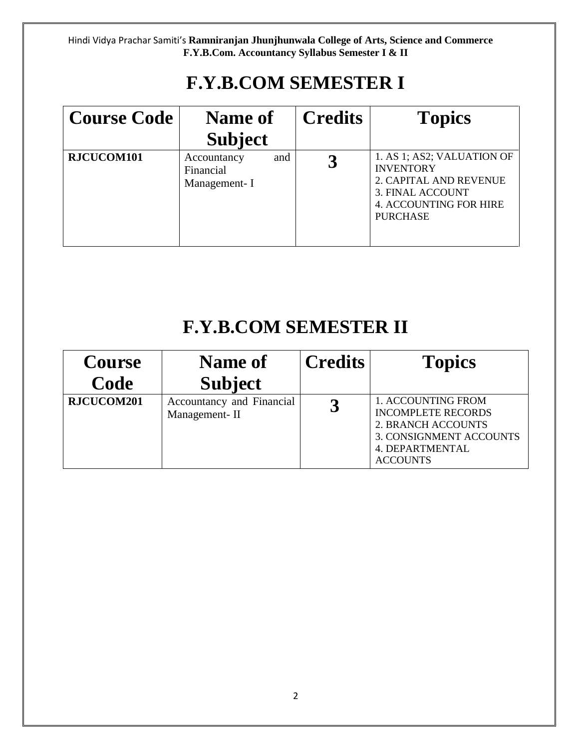# F.Y.B.COM SEMESTER I

| Course Code | Name of Subject | Credits | Topics |
|---|---|---|---|
| RJCUCOM101 | Accountancy and Financial Management- I | 3 | 1. AS 1; AS2; VALUATION OF INVENTORY<br>2. CAPITAL AND REVENUE<br>3. FINAL ACCOUNT<br>4. ACCOUNTING FOR HIRE PURCHASE |

# F.Y.B.COM SEMESTER II

| Course Code | Name of Subject | Credits | Topics |
|---|---|---|---|
| RJCUCOM201 | Accountancy and Financial Management- II | 3 | 1. ACCOUNTING FROM INCOMPLETE RECORDS<br>2. BRANCH ACCOUNTS<br>3. CONSIGNMENT ACCOUNTS<br>4. DEPARTMENTAL ACCOUNTS |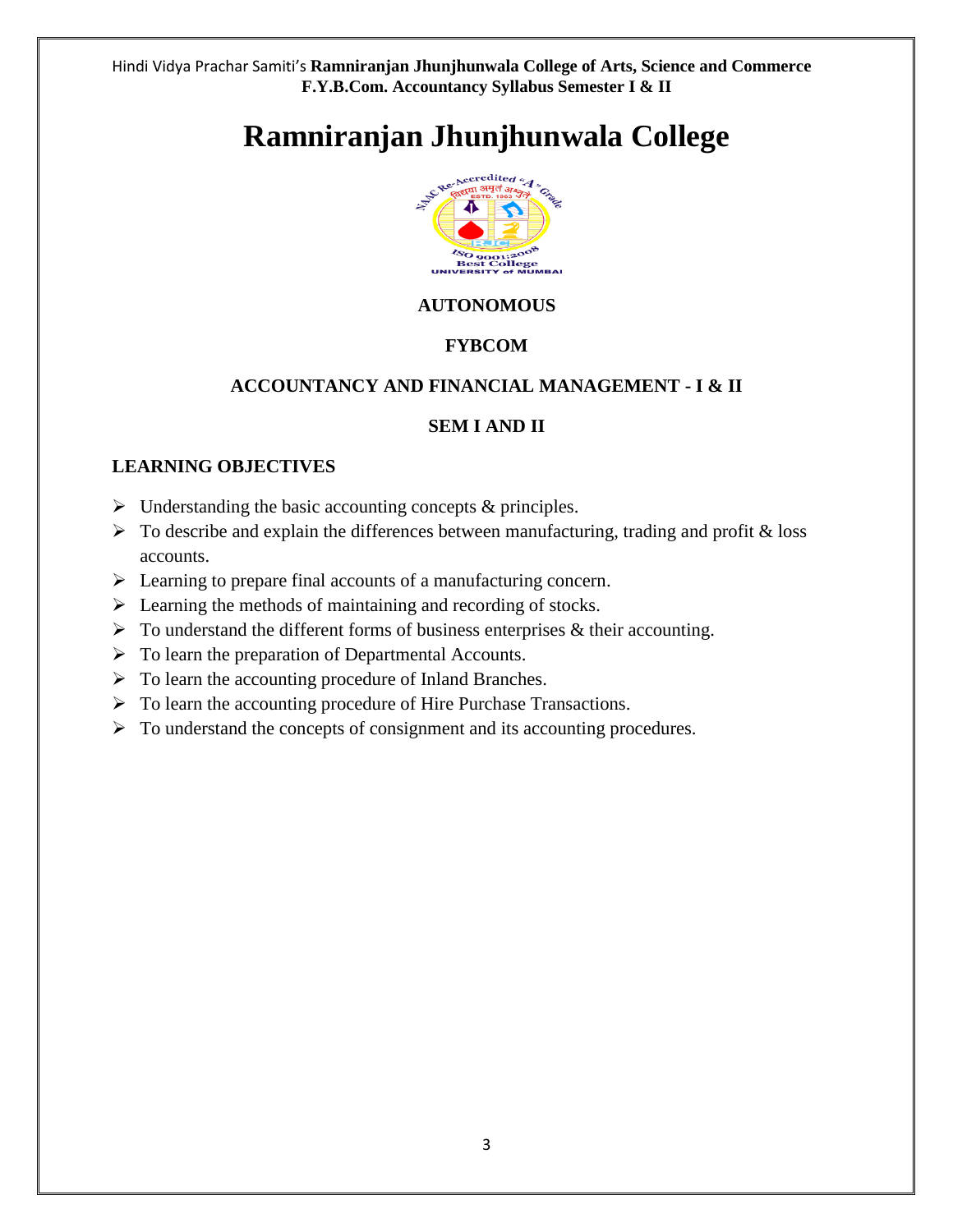# Ramniranjan Jhunjhunwala College

**AUTONOMOUS**

**FYBCOM**

**ACCOUNTANCY AND FINANCIAL MANAGEMENT - I & II**

**SEM I AND II**

## LEARNING OBJECTIVES

- Understanding the basic accounting concepts & principles.
- To describe and explain the differences between manufacturing, trading and profit & loss accounts.
- Learning to prepare final accounts of a manufacturing concern.
- Learning the methods of maintaining and recording of stocks.
- To understand the different forms of business enterprises & their accounting.
- To learn the preparation of Departmental Accounts.
- To learn the accounting procedure of Inland Branches.
- To learn the accounting procedure of Hire Purchase Transactions.
- To understand the concepts of consignment and its accounting procedures.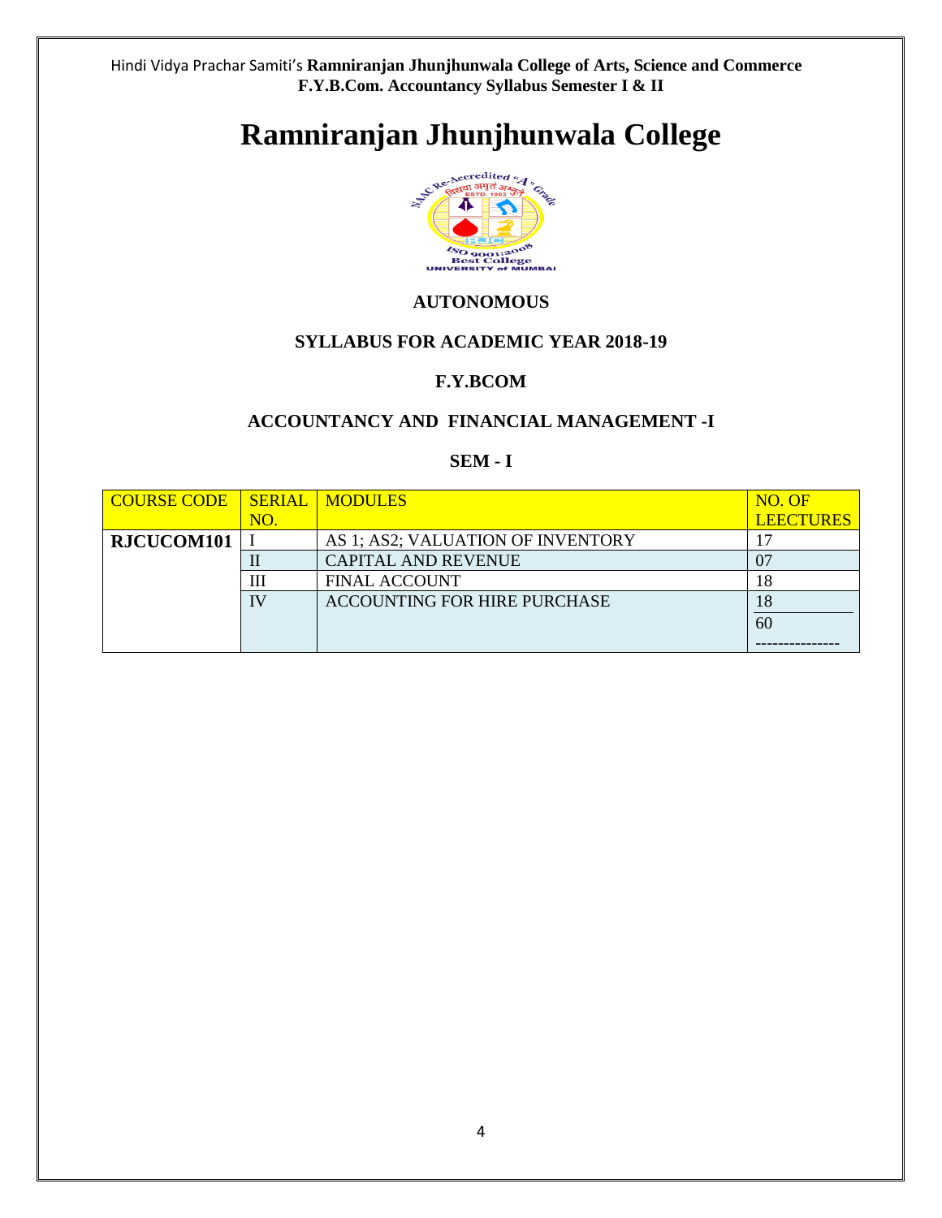# Ramniranjan Jhunjhunwala College

**AUTONOMOUS**

**SYLLABUS FOR ACADEMIC YEAR 2018-19**

**F.Y.BCOM**

**ACCOUNTANCY AND FINANCIAL MANAGEMENT -I**

**SEM - I**

| COURSE CODE | SERIAL NO. | MODULES | NO. OF LEECTURES |
|---|---|---|---|
| **RJCUCOM101** | I | AS 1; AS2; VALUATION OF INVENTORY | 17 |
| | II | CAPITAL AND REVENUE | 07 |
| | III | FINAL ACCOUNT | 18 |
| | IV | ACCOUNTING FOR HIRE PURCHASE | 18 |
| | | | 60 |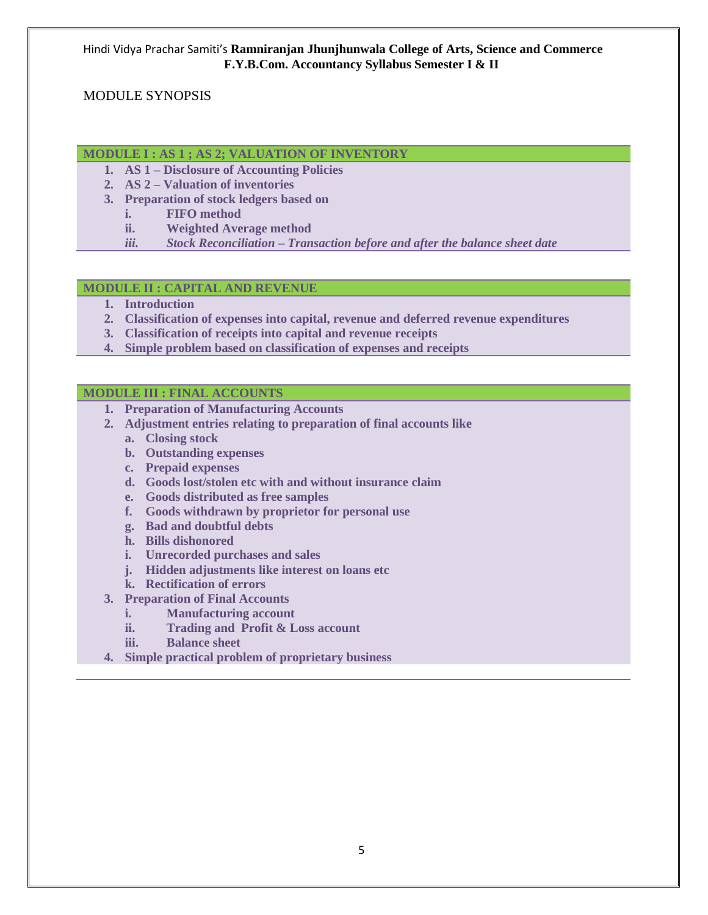MODULE SYNOPSIS

## MODULE I : AS 1 ; AS 2; VALUATION OF INVENTORY

1. **AS 1 – Disclosure of Accounting Policies**
2. **AS 2 – Valuation of inventories**
3. **Preparation of stock ledgers based on**
   i. **FIFO method**
   ii. **Weighted Average method**
   iii. ***Stock Reconciliation – Transaction before and after the balance sheet date***

## MODULE II : CAPITAL AND REVENUE

1. **Introduction**
2. **Classification of expenses into capital, revenue and deferred revenue expenditures**
3. **Classification of receipts into capital and revenue receipts**
4. **Simple problem based on classification of expenses and receipts**

## MODULE III : FINAL ACCOUNTS

1. **Preparation of Manufacturing Accounts**
2. **Adjustment entries relating to preparation of final accounts like**
   a. **Closing stock**
   b. **Outstanding expenses**
   c. **Prepaid expenses**
   d. **Goods lost/stolen etc with and without insurance claim**
   e. **Goods distributed as free samples**
   f. **Goods withdrawn by proprietor for personal use**
   g. **Bad and doubtful debts**
   h. **Bills dishonored**
   i. **Unrecorded purchases and sales**
   j. **Hidden adjustments like interest on loans etc**
   k. **Rectification of errors**
3. **Preparation of Final Accounts**
   i. **Manufacturing account**
   ii. **Trading and Profit & Loss account**
   iii. **Balance sheet**
4. **Simple practical problem of proprietary business**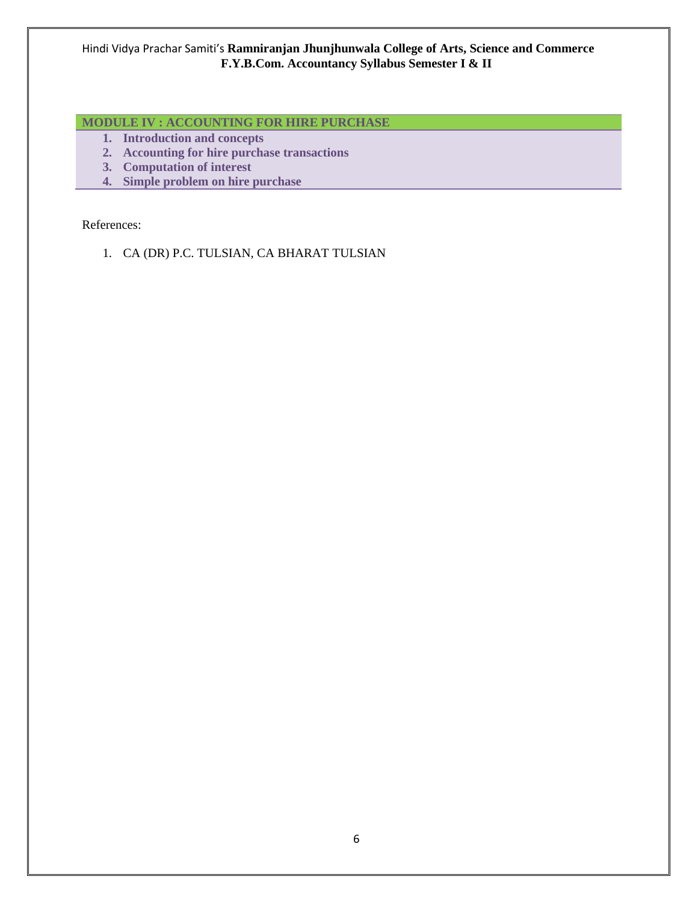## MODULE IV : ACCOUNTING FOR HIRE PURCHASE

1. **Introduction and concepts**
2. **Accounting for hire purchase transactions**
3. **Computation of interest**
4. **Simple problem on hire purchase**

References:

1. CA (DR) P.C. TULSIAN, CA BHARAT TULSIAN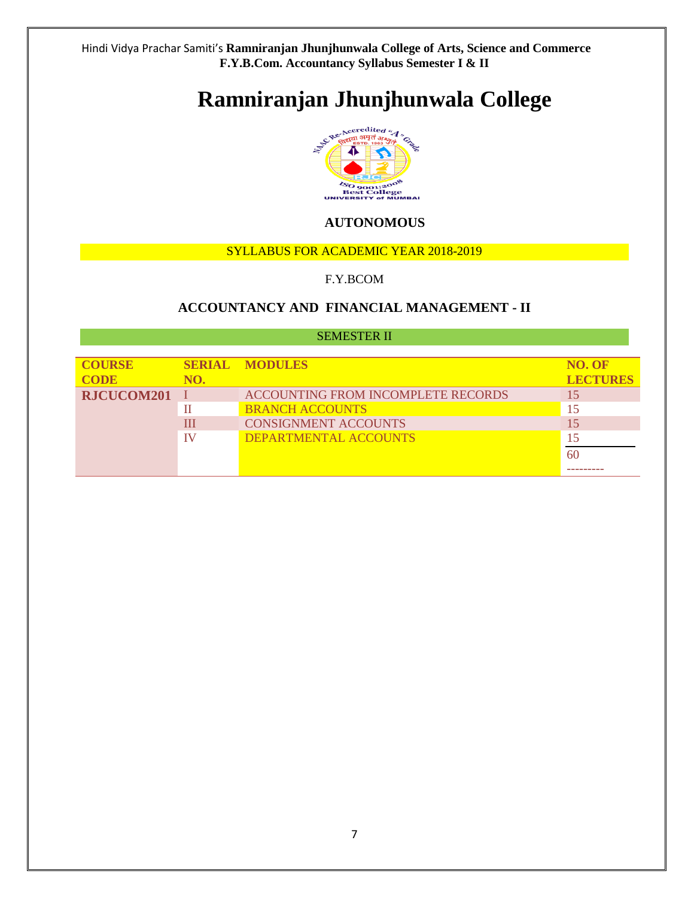# Ramniranjan Jhunjhunwala College

**AUTONOMOUS**

SYLLABUS FOR ACADEMIC YEAR 2018-2019

F.Y.BCOM

## ACCOUNTANCY AND FINANCIAL MANAGEMENT - II

SEMESTER II

| COURSE CODE | SERIAL NO. | MODULES | NO. OF LECTURES |
|---|---|---|---|
| RJCUCOM201 | I | ACCOUNTING FROM INCOMPLETE RECORDS | 15 |
| | II | BRANCH ACCOUNTS | 15 |
| | III | CONSIGNMENT ACCOUNTS | 15 |
| | IV | DEPARTMENTAL ACCOUNTS | 15 |
| | | | 60 |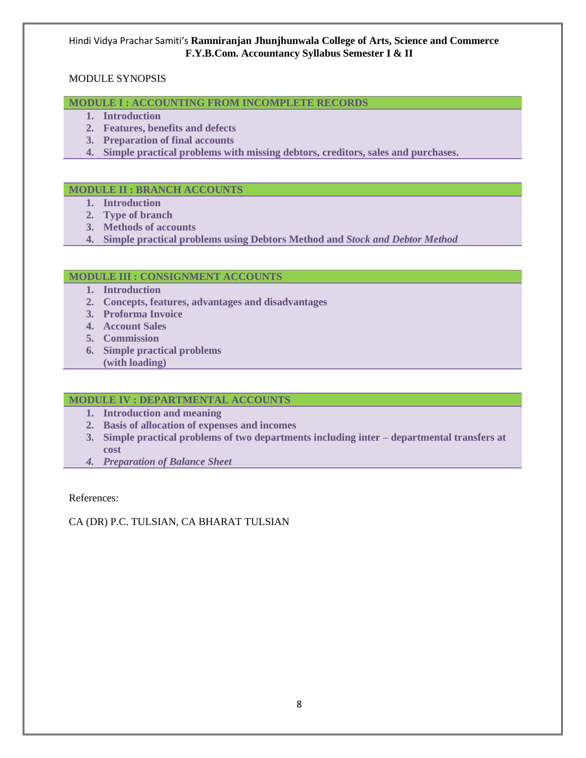MODULE SYNOPSIS

## MODULE I : ACCOUNTING FROM INCOMPLETE RECORDS

1. **Introduction**
2. **Features, benefits and defects**
3. **Preparation of final accounts**
4. **Simple practical problems with missing debtors, creditors, sales and purchases.**

## MODULE II : BRANCH ACCOUNTS

1. **Introduction**
2. **Type of branch**
3. **Methods of accounts**
4. **Simple practical problems using Debtors Method and *Stock and Debtor Method***

## MODULE III : CONSIGNMENT ACCOUNTS

1. **Introduction**
2. **Concepts, features, advantages and disadvantages**
3. **Proforma Invoice**
4. **Account Sales**
5. **Commission**
6. **Simple practical problems (with loading)**

## MODULE IV : DEPARTMENTAL ACCOUNTS

1. **Introduction and meaning**
2. **Basis of allocation of expenses and incomes**
3. **Simple practical problems of two departments including inter – departmental transfers at cost**
4. ***Preparation of Balance Sheet***

References:

CA (DR) P.C. TULSIAN, CA BHARAT TULSIAN